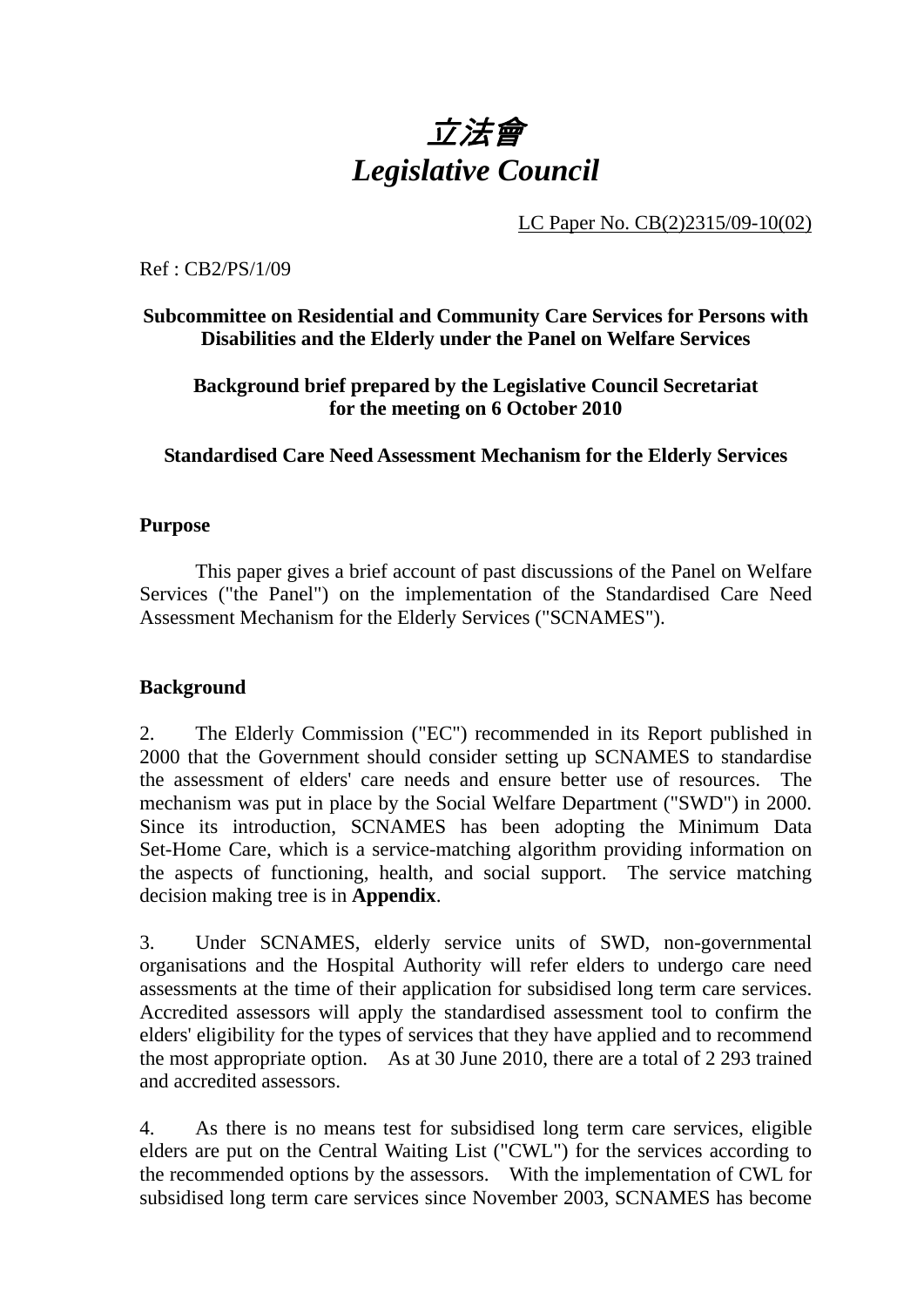# *立法會*
# *Legislative Council*

LC Paper No. CB(2)2315/09-10(02)

Ref : CB2/PS/1/09

**Subcommittee on Residential and Community Care Services for Persons with Disabilities and the Elderly under the Panel on Welfare Services**

**Background brief prepared by the Legislative Council Secretariat for the meeting on 6 October 2010**

**Standardised Care Need Assessment Mechanism for the Elderly Services**

## Purpose

This paper gives a brief account of past discussions of the Panel on Welfare Services ("the Panel") on the implementation of the Standardised Care Need Assessment Mechanism for the Elderly Services ("SCNAMES").

## Background

2. The Elderly Commission ("EC") recommended in its Report published in 2000 that the Government should consider setting up SCNAMES to standardise the assessment of elders' care needs and ensure better use of resources. The mechanism was put in place by the Social Welfare Department ("SWD") in 2000. Since its introduction, SCNAMES has been adopting the Minimum Data Set-Home Care, which is a service-matching algorithm providing information on the aspects of functioning, health, and social support. The service matching decision making tree is in **Appendix**.

3. Under SCNAMES, elderly service units of SWD, non-governmental organisations and the Hospital Authority will refer elders to undergo care need assessments at the time of their application for subsidised long term care services. Accredited assessors will apply the standardised assessment tool to confirm the elders' eligibility for the types of services that they have applied and to recommend the most appropriate option. As at 30 June 2010, there are a total of 2 293 trained and accredited assessors.

4. As there is no means test for subsidised long term care services, eligible elders are put on the Central Waiting List ("CWL") for the services according to the recommended options by the assessors. With the implementation of CWL for subsidised long term care services since November 2003, SCNAMES has become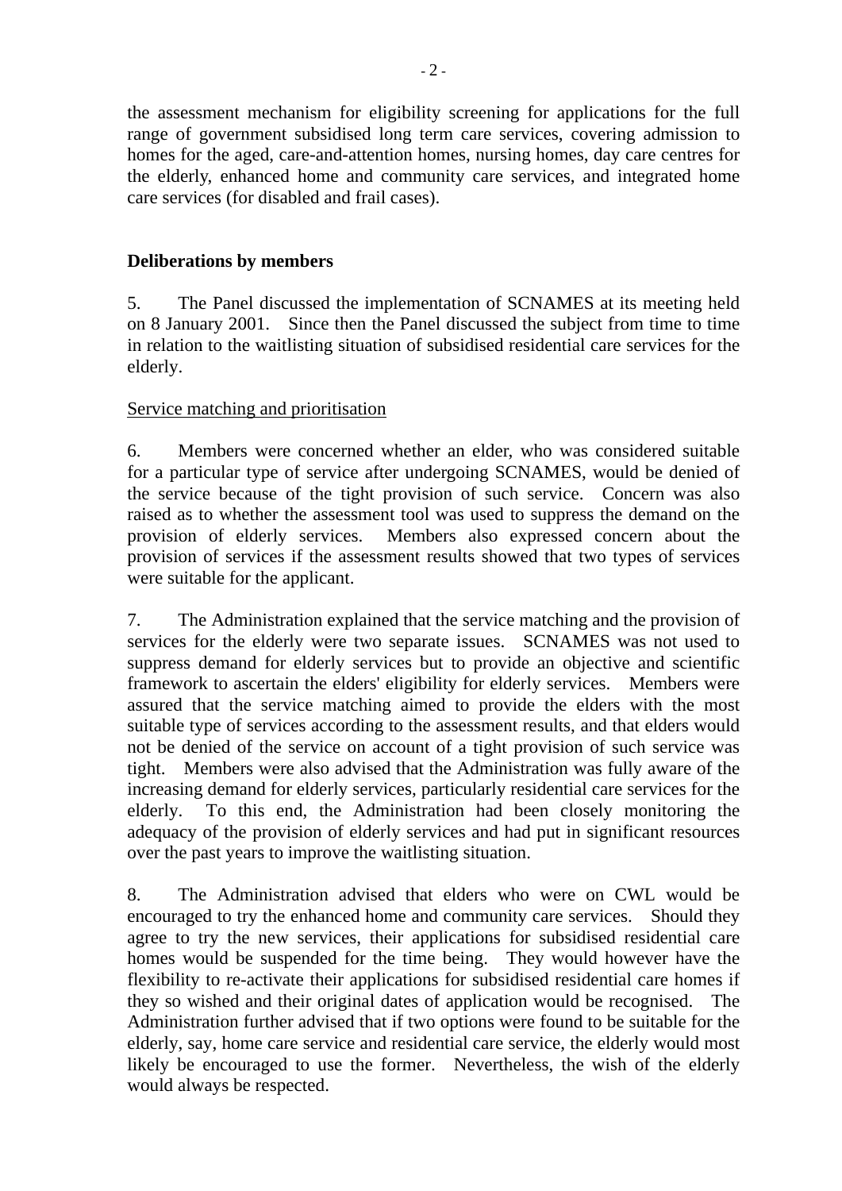the assessment mechanism for eligibility screening for applications for the full range of government subsidised long term care services, covering admission to homes for the aged, care-and-attention homes, nursing homes, day care centres for the elderly, enhanced home and community care services, and integrated home care services (for disabled and frail cases).

**Deliberations by members**

5. The Panel discussed the implementation of SCNAMES at its meeting held on 8 January 2001. Since then the Panel discussed the subject from time to time in relation to the waitlisting situation of subsidised residential care services for the elderly.

Service matching and prioritisation

6. Members were concerned whether an elder, who was considered suitable for a particular type of service after undergoing SCNAMES, would be denied of the service because of the tight provision of such service. Concern was also raised as to whether the assessment tool was used to suppress the demand on the provision of elderly services. Members also expressed concern about the provision of services if the assessment results showed that two types of services were suitable for the applicant.

7. The Administration explained that the service matching and the provision of services for the elderly were two separate issues. SCNAMES was not used to suppress demand for elderly services but to provide an objective and scientific framework to ascertain the elders' eligibility for elderly services. Members were assured that the service matching aimed to provide the elders with the most suitable type of services according to the assessment results, and that elders would not be denied of the service on account of a tight provision of such service was tight. Members were also advised that the Administration was fully aware of the increasing demand for elderly services, particularly residential care services for the elderly. To this end, the Administration had been closely monitoring the adequacy of the provision of elderly services and had put in significant resources over the past years to improve the waitlisting situation.

8. The Administration advised that elders who were on CWL would be encouraged to try the enhanced home and community care services. Should they agree to try the new services, their applications for subsidised residential care homes would be suspended for the time being. They would however have the flexibility to re-activate their applications for subsidised residential care homes if they so wished and their original dates of application would be recognised. The Administration further advised that if two options were found to be suitable for the elderly, say, home care service and residential care service, the elderly would most likely be encouraged to use the former. Nevertheless, the wish of the elderly would always be respected.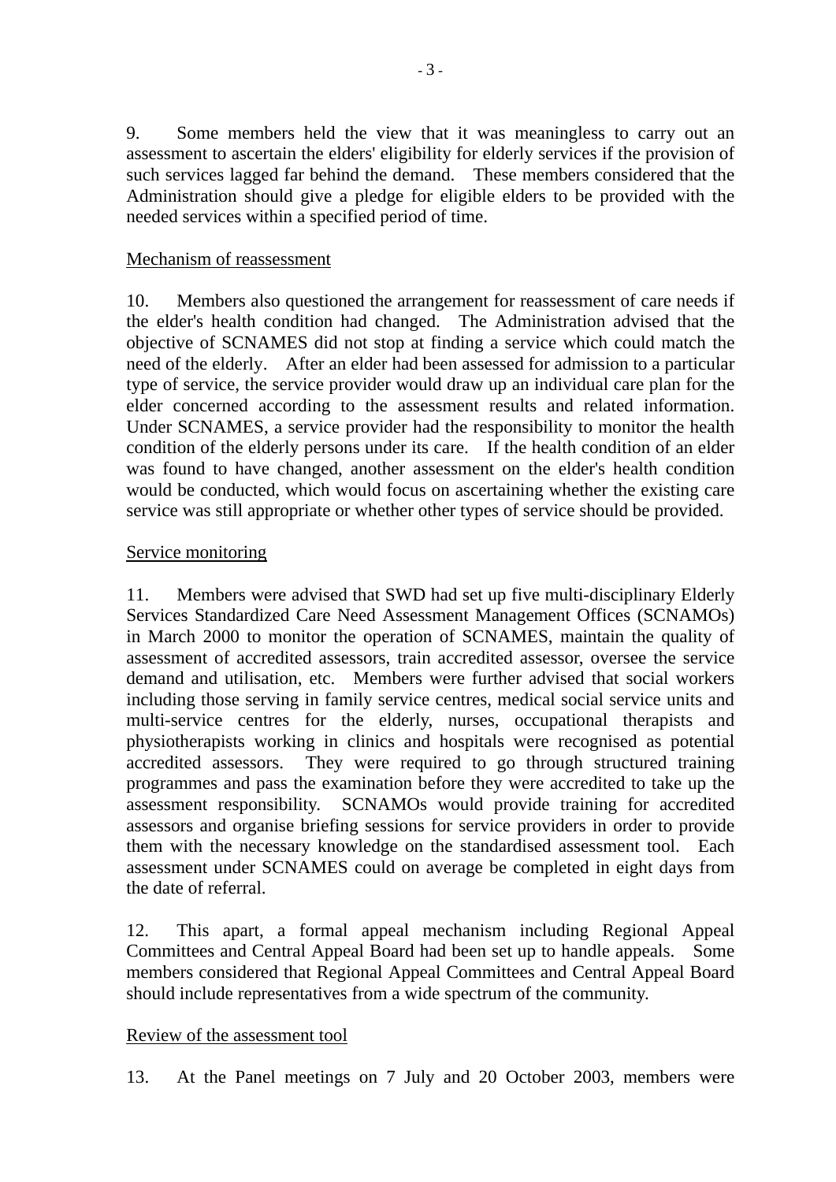9. Some members held the view that it was meaningless to carry out an assessment to ascertain the elders' eligibility for elderly services if the provision of such services lagged far behind the demand. These members considered that the Administration should give a pledge for eligible elders to be provided with the needed services within a specified period of time.

<u>Mechanism of reassessment</u>

10. Members also questioned the arrangement for reassessment of care needs if the elder's health condition had changed. The Administration advised that the objective of SCNAMES did not stop at finding a service which could match the need of the elderly. After an elder had been assessed for admission to a particular type of service, the service provider would draw up an individual care plan for the elder concerned according to the assessment results and related information. Under SCNAMES, a service provider had the responsibility to monitor the health condition of the elderly persons under its care. If the health condition of an elder was found to have changed, another assessment on the elder's health condition would be conducted, which would focus on ascertaining whether the existing care service was still appropriate or whether other types of service should be provided.

<u>Service monitoring</u>

11. Members were advised that SWD had set up five multi-disciplinary Elderly Services Standardized Care Need Assessment Management Offices (SCNAMOs) in March 2000 to monitor the operation of SCNAMES, maintain the quality of assessment of accredited assessors, train accredited assessor, oversee the service demand and utilisation, etc. Members were further advised that social workers including those serving in family service centres, medical social service units and multi-service centres for the elderly, nurses, occupational therapists and physiotherapists working in clinics and hospitals were recognised as potential accredited assessors. They were required to go through structured training programmes and pass the examination before they were accredited to take up the assessment responsibility. SCNAMOs would provide training for accredited assessors and organise briefing sessions for service providers in order to provide them with the necessary knowledge on the standardised assessment tool. Each assessment under SCNAMES could on average be completed in eight days from the date of referral.

12. This apart, a formal appeal mechanism including Regional Appeal Committees and Central Appeal Board had been set up to handle appeals. Some members considered that Regional Appeal Committees and Central Appeal Board should include representatives from a wide spectrum of the community.

<u>Review of the assessment tool</u>

13. At the Panel meetings on 7 July and 20 October 2003, members were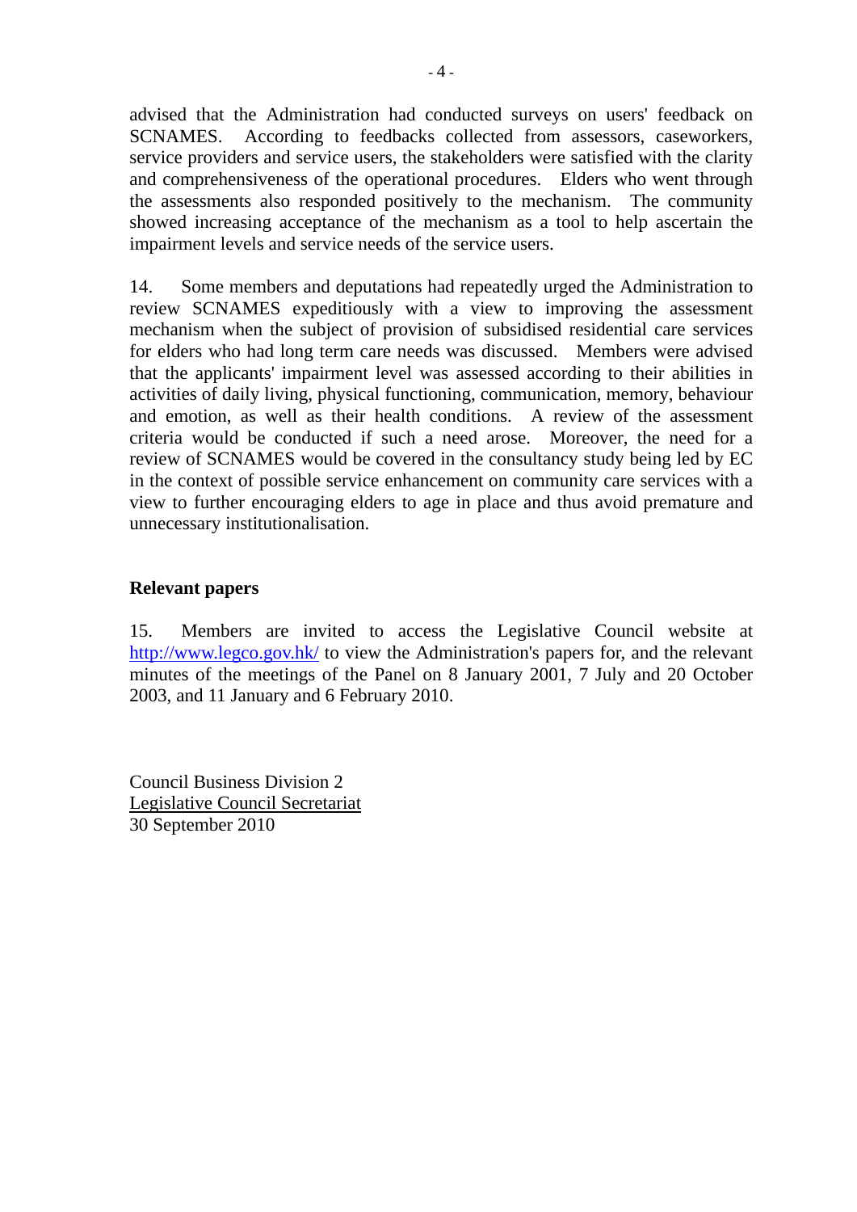advised that the Administration had conducted surveys on users' feedback on SCNAMES. According to feedbacks collected from assessors, caseworkers, service providers and service users, the stakeholders were satisfied with the clarity and comprehensiveness of the operational procedures. Elders who went through the assessments also responded positively to the mechanism. The community showed increasing acceptance of the mechanism as a tool to help ascertain the impairment levels and service needs of the service users.

14. Some members and deputations had repeatedly urged the Administration to review SCNAMES expeditiously with a view to improving the assessment mechanism when the subject of provision of subsidised residential care services for elders who had long term care needs was discussed. Members were advised that the applicants' impairment level was assessed according to their abilities in activities of daily living, physical functioning, communication, memory, behaviour and emotion, as well as their health conditions. A review of the assessment criteria would be conducted if such a need arose. Moreover, the need for a review of SCNAMES would be covered in the consultancy study being led by EC in the context of possible service enhancement on community care services with a view to further encouraging elders to age in place and thus avoid premature and unnecessary institutionalisation.

**Relevant papers**

15. Members are invited to access the Legislative Council website at http://www.legco.gov.hk/ to view the Administration's papers for, and the relevant minutes of the meetings of the Panel on 8 January 2001, 7 July and 20 October 2003, and 11 January and 6 February 2010.

Council Business Division 2
Legislative Council Secretariat
30 September 2010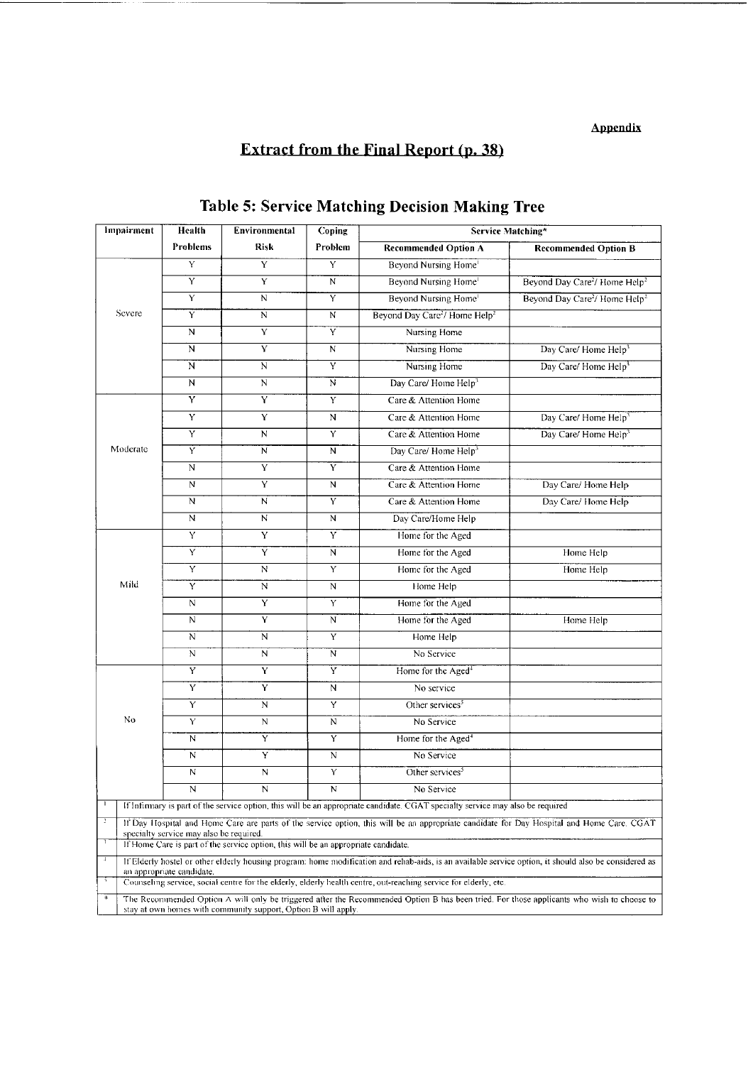**Appendix**

# Extract from the Final Report (p. 38)

## Table 5: Service Matching Decision Making Tree

| Impairment | Health Problems | Environmental Risk | Coping Problem | Service Matching* | |
|---|---|---|---|---|---|
| | | | | Recommended Option A | Recommended Option B |
| Severe | Y | Y | Y | Beyond Nursing Home[1] | |
| | Y | Y | N | Beyond Nursing Home[1] | Beyond Day Care[2]/ Home Help[2] |
| | Y | N | Y | Beyond Nursing Home[1] | Beyond Day Care[2]/ Home Help[2] |
| | Y | N | N | Beyond Day Care[2]/ Home Help[2] | |
| | N | Y | Y | Nursing Home | |
| | N | Y | N | Nursing Home | Day Care/ Home Help[3] |
| | N | N | Y | Nursing Home | Day Care/ Home Help[3] |
| | N | N | N | Day Care/ Home Help[3] | |
| Moderate | Y | Y | Y | Care & Attention Home | |
| | Y | Y | N | Care & Attention Home | Day Care/ Home Help[3] |
| | Y | N | Y | Care & Attention Home | Day Care/ Home Help[3] |
| | Y | N | N | Day Care/ Home Help[3] | |
| | N | Y | Y | Care & Attention Home | |
| | N | Y | N | Care & Attention Home | Day Care/ Home Help |
| | N | N | Y | Care & Attention Home | Day Care/ Home Help |
| | N | N | N | Day Care/Home Help | |
| Mild | Y | Y | Y | Home for the Aged | |
| | Y | Y | N | Home for the Aged | Home Help |
| | Y | N | Y | Home for the Aged | Home Help |
| | Y | N | N | Home Help | |
| | N | Y | Y | Home for the Aged | |
| | N | Y | N | Home for the Aged | Home Help |
| | N | N | Y | Home Help | |
| | N | N | N | No Service | |
| No | Y | Y | Y | Home for the Aged[4] | |
| | Y | Y | N | No service | |
| | Y | N | Y | Other services[5] | |
| | Y | N | N | No Service | |
| | N | Y | Y | Home for the Aged[4] | |
| | N | Y | N | No Service | |
| | N | N | Y | Other services[5] | |
| | N | N | N | No Service | |

1. If Infirmary is part of the service option, this will be an appropriate candidate. CGAT specialty service may also be required
2. If Day Hospital and Home Care are parts of the service option, this will be an appropriate candidate for Day Hospital and Home Care. CGAT specialty service may also be required.
3. If Home Care is part of the service option, this will be an appropriate candidate.
4. If Elderly hostel or other elderly housing program: home modification and rehab-aids, is an available service option, it should also be considered as an appropriate candidate.
5. Counseling service, social centre for the elderly, elderly health centre, out-reaching service for elderly, etc.

\* The Recommended Option A will only be triggered after the Recommended Option B has been tried. For those applicants who wish to choose to stay at own homes with community support, Option B will apply.